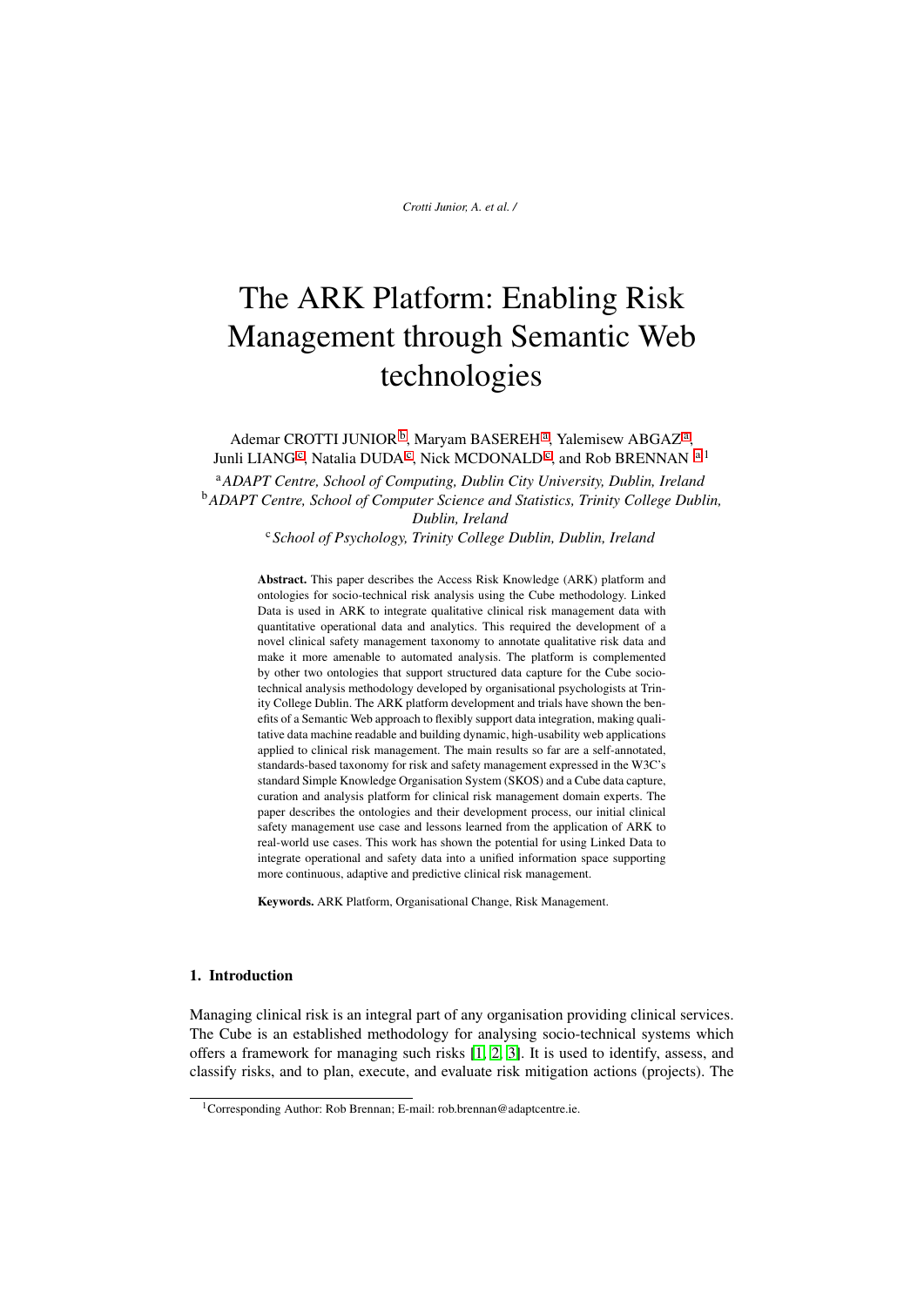# The ARK Platform: Enabling Risk Management through Semantic Web technologies

Ademar CROTTI JUNIOR[b], Maryam BASEREH[a], Yalemisew ABGAZ[a], Junli LIANG[c], Natalia DUDA[c], Nick MCDONALD[c], and Rob BRENNAN [a][1]

[a] *ADAPT Centre, School of Computing, Dublin City University, Dublin, Ireland*
[b] *ADAPT Centre, School of Computer Science and Statistics, Trinity College Dublin, Dublin, Ireland*
[c] *School of Psychology, Trinity College Dublin, Dublin, Ireland*

**Abstract.** This paper describes the Access Risk Knowledge (ARK) platform and ontologies for socio-technical risk analysis using the Cube methodology. Linked Data is used in ARK to integrate qualitative clinical risk management data with quantitative operational data and analytics. This required the development of a novel clinical safety management taxonomy to annotate qualitative risk data and make it more amenable to automated analysis. The platform is complemented by other two ontologies that support structured data capture for the Cube socio-technical analysis methodology developed by organisational psychologists at Trinity College Dublin. The ARK platform development and trials have shown the benefits of a Semantic Web approach to flexibly support data integration, making qualitative data machine readable and building dynamic, high-usability web applications applied to clinical risk management. The main results so far are a self-annotated, standards-based taxonomy for risk and safety management expressed in the W3C's standard Simple Knowledge Organisation System (SKOS) and a Cube data capture, curation and analysis platform for clinical risk management domain experts. The paper describes the ontologies and their development process, our initial clinical safety management use case and lessons learned from the application of ARK to real-world use cases. This work has shown the potential for using Linked Data to integrate operational and safety data into a unified information space supporting more continuous, adaptive and predictive clinical risk management.

**Keywords.** ARK Platform, Organisational Change, Risk Management.

## 1. Introduction

Managing clinical risk is an integral part of any organisation providing clinical services. The Cube is an established methodology for analysing socio-technical systems which offers a framework for managing such risks [1, 2, 3]. It is used to identify, assess, and classify risks, and to plan, execute, and evaluate risk mitigation actions (projects). The

[1] Corresponding Author: Rob Brennan; E-mail: rob.brennan@adaptcentre.ie.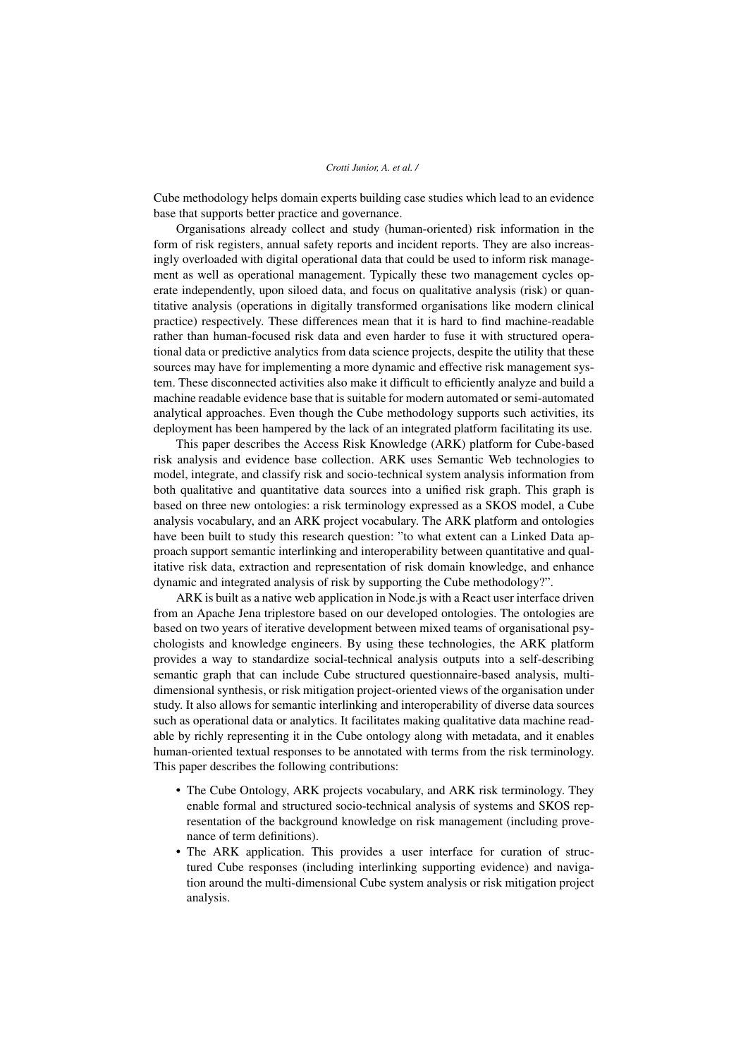Cube methodology helps domain experts building case studies which lead to an evidence base that supports better practice and governance.

Organisations already collect and study (human-oriented) risk information in the form of risk registers, annual safety reports and incident reports. They are also increasingly overloaded with digital operational data that could be used to inform risk management as well as operational management. Typically these two management cycles operate independently, upon siloed data, and focus on qualitative analysis (risk) or quantitative analysis (operations in digitally transformed organisations like modern clinical practice) respectively. These differences mean that it is hard to find machine-readable rather than human-focused risk data and even harder to fuse it with structured operational data or predictive analytics from data science projects, despite the utility that these sources may have for implementing a more dynamic and effective risk management system. These disconnected activities also make it difficult to efficiently analyze and build a machine readable evidence base that is suitable for modern automated or semi-automated analytical approaches. Even though the Cube methodology supports such activities, its deployment has been hampered by the lack of an integrated platform facilitating its use.

This paper describes the Access Risk Knowledge (ARK) platform for Cube-based risk analysis and evidence base collection. ARK uses Semantic Web technologies to model, integrate, and classify risk and socio-technical system analysis information from both qualitative and quantitative data sources into a unified risk graph. This graph is based on three new ontologies: a risk terminology expressed as a SKOS model, a Cube analysis vocabulary, and an ARK project vocabulary. The ARK platform and ontologies have been built to study this research question: "to what extent can a Linked Data approach support semantic interlinking and interoperability between quantitative and qualitative risk data, extraction and representation of risk domain knowledge, and enhance dynamic and integrated analysis of risk by supporting the Cube methodology?".

ARK is built as a native web application in Node.js with a React user interface driven from an Apache Jena triplestore based on our developed ontologies. The ontologies are based on two years of iterative development between mixed teams of organisational psychologists and knowledge engineers. By using these technologies, the ARK platform provides a way to standardize social-technical analysis outputs into a self-describing semantic graph that can include Cube structured questionnaire-based analysis, multi-dimensional synthesis, or risk mitigation project-oriented views of the organisation under study. It also allows for semantic interlinking and interoperability of diverse data sources such as operational data or analytics. It facilitates making qualitative data machine readable by richly representing it in the Cube ontology along with metadata, and it enables human-oriented textual responses to be annotated with terms from the risk terminology. This paper describes the following contributions:

- The Cube Ontology, ARK projects vocabulary, and ARK risk terminology. They enable formal and structured socio-technical analysis of systems and SKOS representation of the background knowledge on risk management (including provenance of term definitions).
- The ARK application. This provides a user interface for curation of structured Cube responses (including interlinking supporting evidence) and navigation around the multi-dimensional Cube system analysis or risk mitigation project analysis.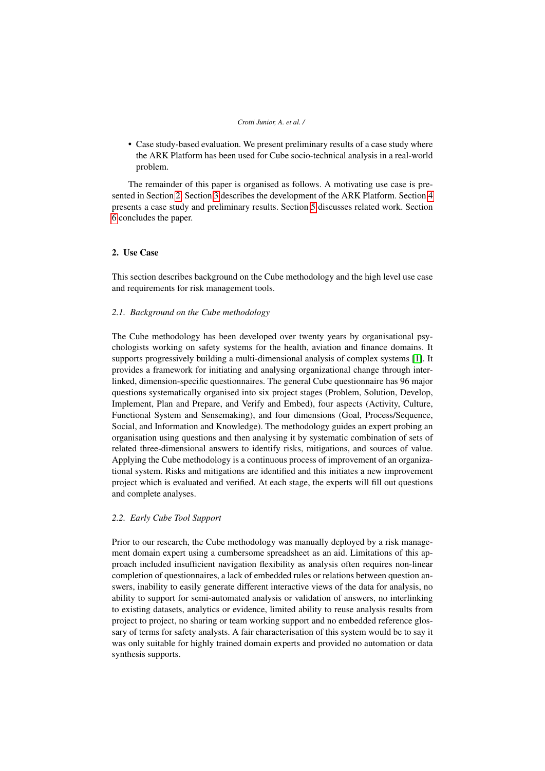- Case study-based evaluation. We present preliminary results of a case study where the ARK Platform has been used for Cube socio-technical analysis in a real-world problem.

The remainder of this paper is organised as follows. A motivating use case is presented in Section 2. Section 3 describes the development of the ARK Platform. Section 4 presents a case study and preliminary results. Section 5 discusses related work. Section 6 concludes the paper.

## 2. Use Case

This section describes background on the Cube methodology and the high level use case and requirements for risk management tools.

### 2.1. Background on the Cube methodology

The Cube methodology has been developed over twenty years by organisational psychologists working on safety systems for the health, aviation and finance domains. It supports progressively building a multi-dimensional analysis of complex systems [1]. It provides a framework for initiating and analysing organizational change through interlinked, dimension-specific questionnaires. The general Cube questionnaire has 96 major questions systematically organised into six project stages (Problem, Solution, Develop, Implement, Plan and Prepare, and Verify and Embed), four aspects (Activity, Culture, Functional System and Sensemaking), and four dimensions (Goal, Process/Sequence, Social, and Information and Knowledge). The methodology guides an expert probing an organisation using questions and then analysing it by systematic combination of sets of related three-dimensional answers to identify risks, mitigations, and sources of value. Applying the Cube methodology is a continuous process of improvement of an organizational system. Risks and mitigations are identified and this initiates a new improvement project which is evaluated and verified. At each stage, the experts will fill out questions and complete analyses.

### 2.2. Early Cube Tool Support

Prior to our research, the Cube methodology was manually deployed by a risk management domain expert using a cumbersome spreadsheet as an aid. Limitations of this approach included insufficient navigation flexibility as analysis often requires non-linear completion of questionnaires, a lack of embedded rules or relations between question answers, inability to easily generate different interactive views of the data for analysis, no ability to support for semi-automated analysis or validation of answers, no interlinking to existing datasets, analytics or evidence, limited ability to reuse analysis results from project to project, no sharing or team working support and no embedded reference glossary of terms for safety analysts. A fair characterisation of this system would be to say it was only suitable for highly trained domain experts and provided no automation or data synthesis supports.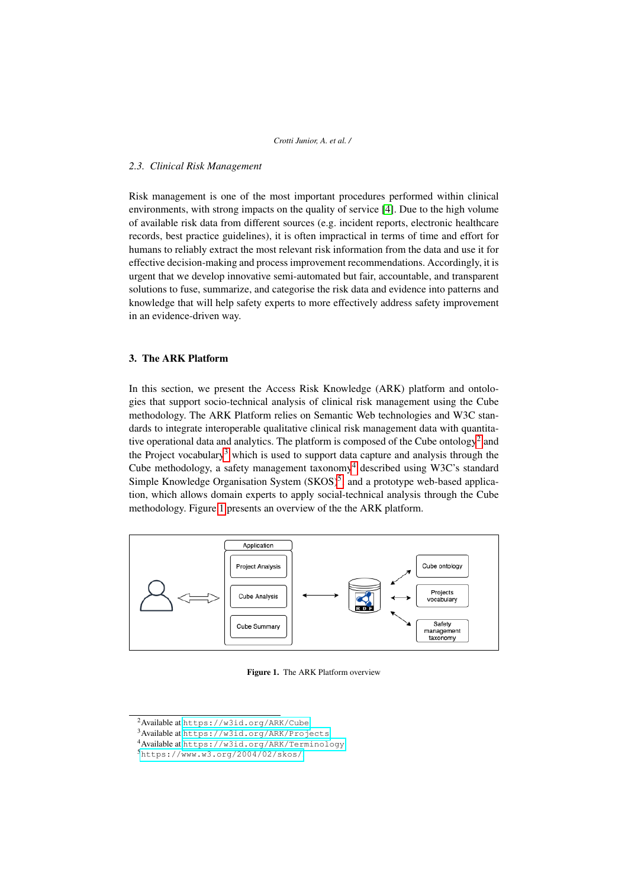### 2.3. Clinical Risk Management

Risk management is one of the most important procedures performed within clinical environments, with strong impacts on the quality of service [4]. Due to the high volume of available risk data from different sources (e.g. incident reports, electronic healthcare records, best practice guidelines), it is often impractical in terms of time and effort for humans to reliably extract the most relevant risk information from the data and use it for effective decision-making and process improvement recommendations. Accordingly, it is urgent that we develop innovative semi-automated but fair, accountable, and transparent solutions to fuse, summarize, and categorise the risk data and evidence into patterns and knowledge that will help safety experts to more effectively address safety improvement in an evidence-driven way.

## 3. The ARK Platform

In this section, we present the Access Risk Knowledge (ARK) platform and ontologies that support socio-technical analysis of clinical risk management using the Cube methodology. The ARK Platform relies on Semantic Web technologies and W3C standards to integrate interoperable qualitative clinical risk management data with quantitative operational data and analytics. The platform is composed of the Cube ontology[2] and the Project vocabulary[3] which is used to support data capture and analysis through the Cube methodology, a safety management taxonomy[4] described using W3C's standard Simple Knowledge Organisation System (SKOS)[5] and a prototype web-based application, which allows domain experts to apply social-technical analysis through the Cube methodology. Figure 1 presents an overview of the the ARK platform.

Figure 1. The ARK Platform overview

[2] Available at https://w3id.org/ARK/Cube

[3] Available at https://w3id.org/ARK/Projects

[4] Available at https://w3id.org/ARK/Terminology

[5] https://www.w3.org/2004/02/skos/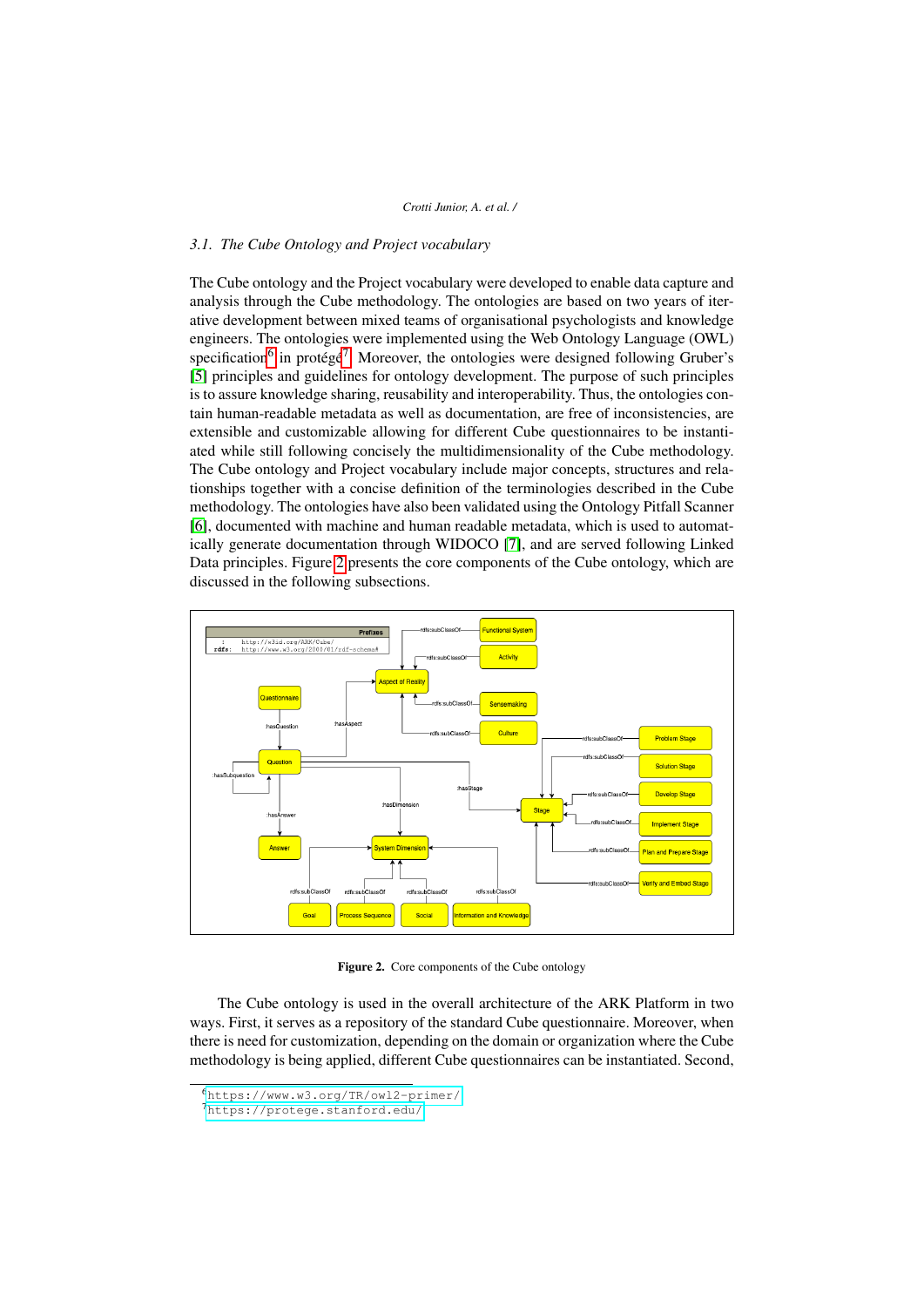### 3.1. The Cube Ontology and Project vocabulary

The Cube ontology and the Project vocabulary were developed to enable data capture and analysis through the Cube methodology. The ontologies are based on two years of iterative development between mixed teams of organisational psychologists and knowledge engineers. The ontologies were implemented using the Web Ontology Language (OWL) specification[6] in protégé[7]. Moreover, the ontologies were designed following Gruber's [5] principles and guidelines for ontology development. The purpose of such principles is to assure knowledge sharing, reusability and interoperability. Thus, the ontologies contain human-readable metadata as well as documentation, are free of inconsistencies, are extensible and customizable allowing for different Cube questionnaires to be instantiated while still following concisely the multidimensionality of the Cube methodology. The Cube ontology and Project vocabulary include major concepts, structures and relationships together with a concise definition of the terminologies described in the Cube methodology. The ontologies have also been validated using the Ontology Pitfall Scanner [6], documented with machine and human readable metadata, which is used to automatically generate documentation through WIDOCO [7], and are served following Linked Data principles. Figure 2 presents the core components of the Cube ontology, which are discussed in the following subsections.

**Figure 2.** Core components of the Cube ontology

The Cube ontology is used in the overall architecture of the ARK Platform in two ways. First, it serves as a repository of the standard Cube questionnaire. Moreover, when there is need for customization, depending on the domain or organization where the Cube methodology is being applied, different Cube questionnaires can be instantiated. Second,

[6] https://www.w3.org/TR/owl2-primer/

[7] https://protege.stanford.edu/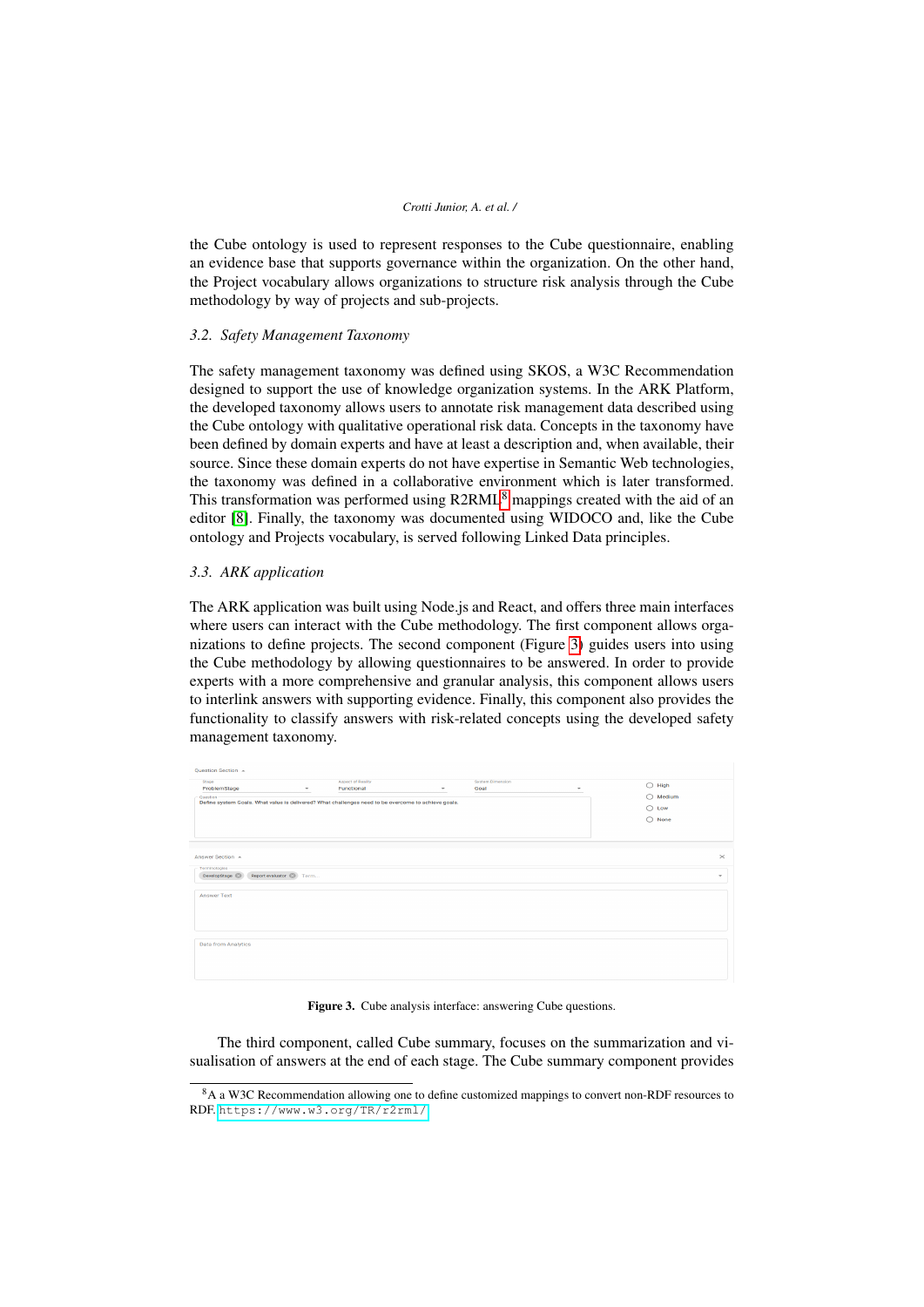the Cube ontology is used to represent responses to the Cube questionnaire, enabling an evidence base that supports governance within the organization. On the other hand, the Project vocabulary allows organizations to structure risk analysis through the Cube methodology by way of projects and sub-projects.

### 3.2. Safety Management Taxonomy

The safety management taxonomy was defined using SKOS, a W3C Recommendation designed to support the use of knowledge organization systems. In the ARK Platform, the developed taxonomy allows users to annotate risk management data described using the Cube ontology with qualitative operational risk data. Concepts in the taxonomy have been defined by domain experts and have at least a description and, when available, their source. Since these domain experts do not have expertise in Semantic Web technologies, the taxonomy was defined in a collaborative environment which is later transformed. This transformation was performed using R2RML[8] mappings created with the aid of an editor [8]. Finally, the taxonomy was documented using WIDOCO and, like the Cube ontology and Projects vocabulary, is served following Linked Data principles.

### 3.3. ARK application

The ARK application was built using Node.js and React, and offers three main interfaces where users can interact with the Cube methodology. The first component allows organizations to define projects. The second component (Figure 3) guides users into using the Cube methodology by allowing questionnaires to be answered. In order to provide experts with a more comprehensive and granular analysis, this component allows users to interlink answers with supporting evidence. Finally, this component also provides the functionality to classify answers with risk-related concepts using the developed safety management taxonomy.

**Figure 3.** Cube analysis interface: answering Cube questions.

The third component, called Cube summary, focuses on the summarization and visualisation of answers at the end of each stage. The Cube summary component provides

[8]A a W3C Recommendation allowing one to define customized mappings to convert non-RDF resources to RDF. https://www.w3.org/TR/r2rml/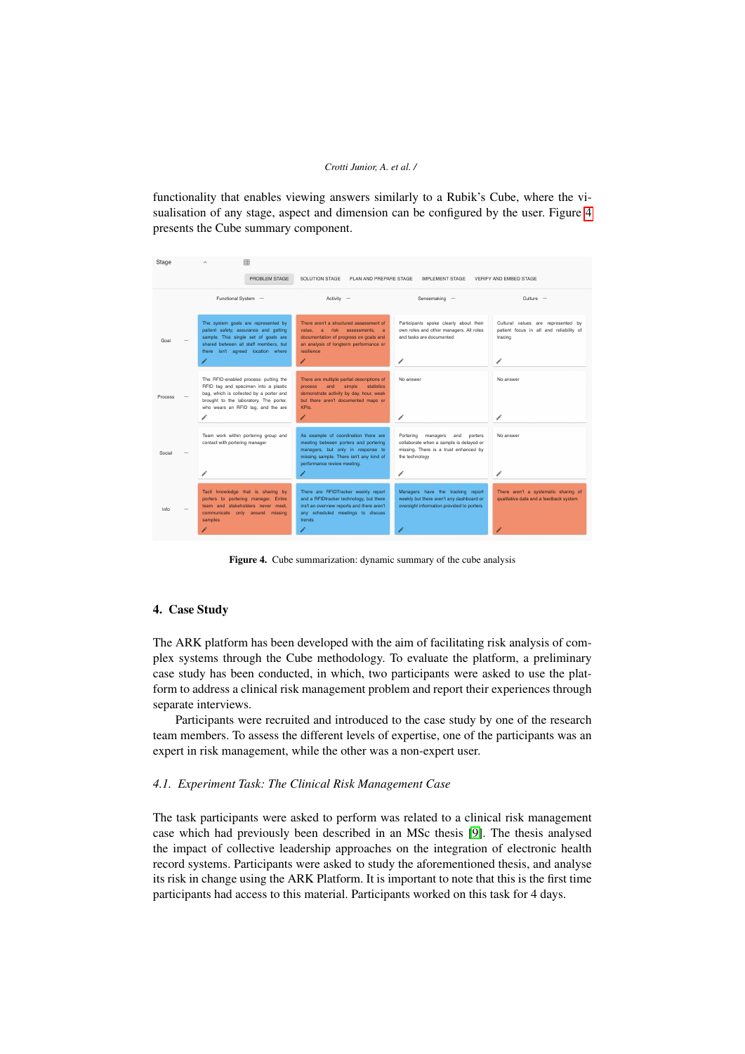functionality that enables viewing answers similarly to a Rubik's Cube, where the visualisation of any stage, aspect and dimension can be configured by the user. Figure 4 presents the Cube summary component.

| Stage | Functional System | Activity | Sensemaking | Culture |
|---|---|---|---|---|
| Goal | The system goals are represented by patient safety, assurance and getting sample. This single set of goals are shared between all staff members, but there isn't agreed location where | There aren't a structured assessment of value, a risk assessments, a documentation of progress on goals and an analysis of longterm performance or resilience | Participants spoke clearly about their own roles and other managers. All roles and tasks are documented | Cultural values are represented by patient focus in all and reliability of tracing |
| Process | The RFID-enabled process: putting the RFID tag and specimen into a plastic bag, which is collected by a porter and brought to the laboratory. The porter, who wears an RFID tag, and the are | There are multiple partial descriptions of process and simple statistics demonstrate activity by day, hour, week but there aren't documented maps or KPIs. | No answer | No answer |
| Social | Team work within portering group and contact with portering manager | As example of coordination there are meeting between porters and portering managers, but only in response to missing sample. There isn't any kind of performance review meeting. | Portering managers and porters collaborate when a sample is delayed or missing. There is a trust enhanced by the technology | No answer |
| Info | Tacit knowledge that is sharing by porters to portering manager. Entire team and stakeholders never meet, communicate only around missing samples | There are RFIDTracker weekly report and a RFIDtracker technology, but there isn't an overview reports and there aren't any scheduled meetings to discuss trends | Managers have the tracking report weekly but there aren't any dashboard or oversight information provided to porters | There aren't a systematic sharing of qualitative data and a feedback system |

**Figure 4.** Cube summarization: dynamic summary of the cube analysis

## 4. Case Study

The ARK platform has been developed with the aim of facilitating risk analysis of complex systems through the Cube methodology. To evaluate the platform, a preliminary case study has been conducted, in which, two participants were asked to use the platform to address a clinical risk management problem and report their experiences through separate interviews.

Participants were recruited and introduced to the case study by one of the research team members. To assess the different levels of expertise, one of the participants was an expert in risk management, while the other was a non-expert user.

### *4.1. Experiment Task: The Clinical Risk Management Case*

The task participants were asked to perform was related to a clinical risk management case which had previously been described in an MSc thesis [9]. The thesis analysed the impact of collective leadership approaches on the integration of electronic health record systems. Participants were asked to study the aforementioned thesis, and analyse its risk in change using the ARK Platform. It is important to note that this is the first time participants had access to this material. Participants worked on this task for 4 days.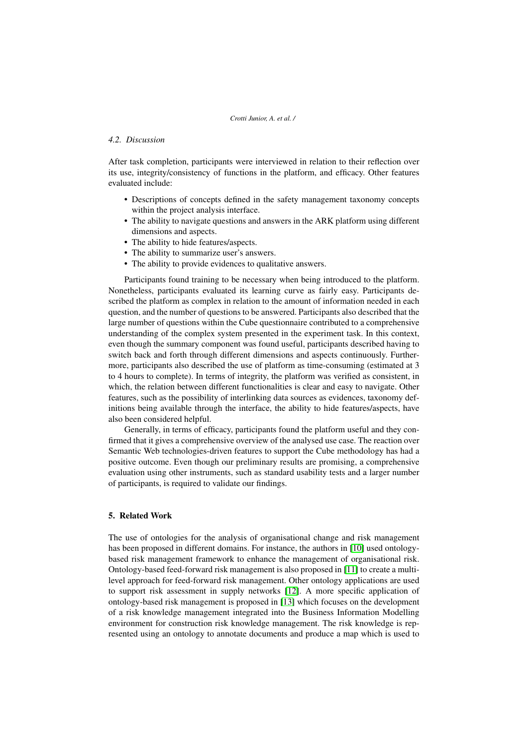### 4.2. Discussion

After task completion, participants were interviewed in relation to their reflection over its use, integrity/consistency of functions in the platform, and efficacy. Other features evaluated include:

- Descriptions of concepts defined in the safety management taxonomy concepts within the project analysis interface.
- The ability to navigate questions and answers in the ARK platform using different dimensions and aspects.
- The ability to hide features/aspects.
- The ability to summarize user's answers.
- The ability to provide evidences to qualitative answers.

Participants found training to be necessary when being introduced to the platform. Nonetheless, participants evaluated its learning curve as fairly easy. Participants described the platform as complex in relation to the amount of information needed in each question, and the number of questions to be answered. Participants also described that the large number of questions within the Cube questionnaire contributed to a comprehensive understanding of the complex system presented in the experiment task. In this context, even though the summary component was found useful, participants described having to switch back and forth through different dimensions and aspects continuously. Furthermore, participants also described the use of platform as time-consuming (estimated at 3 to 4 hours to complete). In terms of integrity, the platform was verified as consistent, in which, the relation between different functionalities is clear and easy to navigate. Other features, such as the possibility of interlinking data sources as evidences, taxonomy definitions being available through the interface, the ability to hide features/aspects, have also been considered helpful.

Generally, in terms of efficacy, participants found the platform useful and they confirmed that it gives a comprehensive overview of the analysed use case. The reaction over Semantic Web technologies-driven features to support the Cube methodology has had a positive outcome. Even though our preliminary results are promising, a comprehensive evaluation using other instruments, such as standard usability tests and a larger number of participants, is required to validate our findings.

## 5. Related Work

The use of ontologies for the analysis of organisational change and risk management has been proposed in different domains. For instance, the authors in [10] used ontology-based risk management framework to enhance the management of organisational risk. Ontology-based feed-forward risk management is also proposed in [11] to create a multi-level approach for feed-forward risk management. Other ontology applications are used to support risk assessment in supply networks [12]. A more specific application of ontology-based risk management is proposed in [13] which focuses on the development of a risk knowledge management integrated into the Business Information Modelling environment for construction risk knowledge management. The risk knowledge is represented using an ontology to annotate documents and produce a map which is used to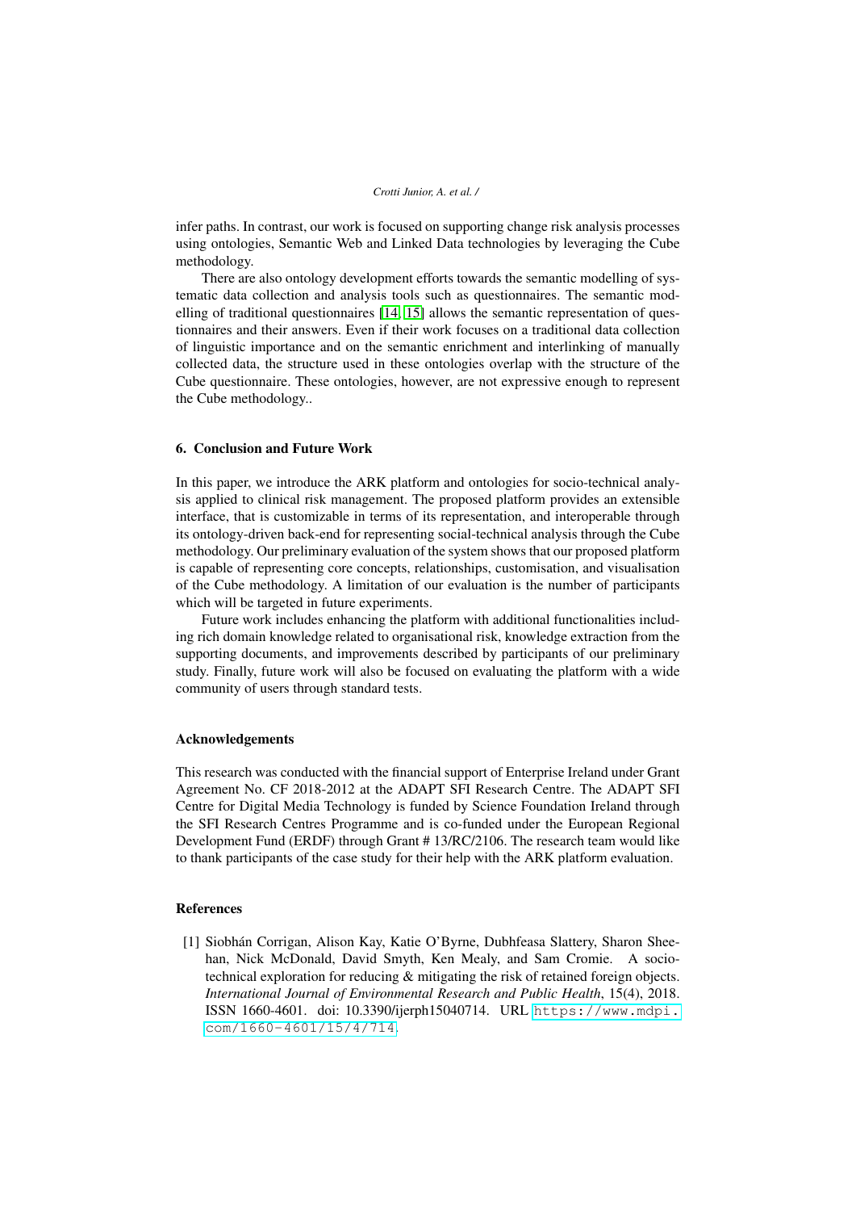infer paths. In contrast, our work is focused on supporting change risk analysis processes using ontologies, Semantic Web and Linked Data technologies by leveraging the Cube methodology.

There are also ontology development efforts towards the semantic modelling of systematic data collection and analysis tools such as questionnaires. The semantic modelling of traditional questionnaires [14, 15] allows the semantic representation of questionnaires and their answers. Even if their work focuses on a traditional data collection of linguistic importance and on the semantic enrichment and interlinking of manually collected data, the structure used in these ontologies overlap with the structure of the Cube questionnaire. These ontologies, however, are not expressive enough to represent the Cube methodology..

## 6. Conclusion and Future Work

In this paper, we introduce the ARK platform and ontologies for socio-technical analysis applied to clinical risk management. The proposed platform provides an extensible interface, that is customizable in terms of its representation, and interoperable through its ontology-driven back-end for representing social-technical analysis through the Cube methodology. Our preliminary evaluation of the system shows that our proposed platform is capable of representing core concepts, relationships, customisation, and visualisation of the Cube methodology. A limitation of our evaluation is the number of participants which will be targeted in future experiments.

Future work includes enhancing the platform with additional functionalities including rich domain knowledge related to organisational risk, knowledge extraction from the supporting documents, and improvements described by participants of our preliminary study. Finally, future work will also be focused on evaluating the platform with a wide community of users through standard tests.

### Acknowledgements

This research was conducted with the financial support of Enterprise Ireland under Grant Agreement No. CF 2018-2012 at the ADAPT SFI Research Centre. The ADAPT SFI Centre for Digital Media Technology is funded by Science Foundation Ireland through the SFI Research Centres Programme and is co-funded under the European Regional Development Fund (ERDF) through Grant # 13/RC/2106. The research team would like to thank participants of the case study for their help with the ARK platform evaluation.

### References

[1] Siobhán Corrigan, Alison Kay, Katie O'Byrne, Dubhfeasa Slattery, Sharon Sheehan, Nick McDonald, David Smyth, Ken Mealy, and Sam Cromie. A socio-technical exploration for reducing & mitigating the risk of retained foreign objects. *International Journal of Environmental Research and Public Health*, 15(4), 2018. ISSN 1660-4601. doi: 10.3390/ijerph15040714. URL https://www.mdpi.com/1660-4601/15/4/714.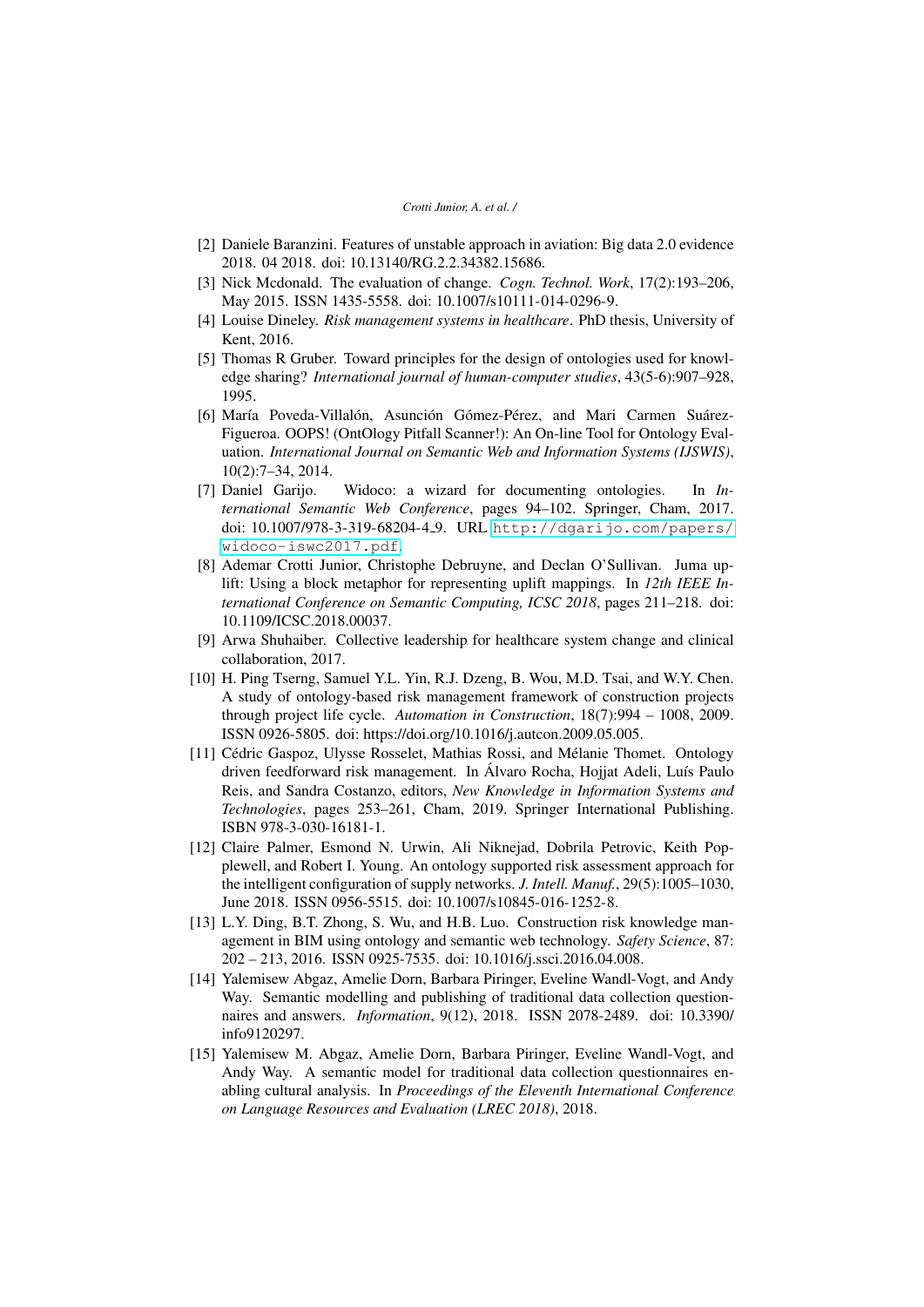[2] Daniele Baranzini. Features of unstable approach in aviation: Big data 2.0 evidence 2018. 04 2018. doi: 10.13140/RG.2.2.34382.15686.

[3] Nick Mcdonald. The evaluation of change. *Cogn. Technol. Work*, 17(2):193–206, May 2015. ISSN 1435-5558. doi: 10.1007/s10111-014-0296-9.

[4] Louise Dineley. *Risk management systems in healthcare*. PhD thesis, University of Kent, 2016.

[5] Thomas R Gruber. Toward principles for the design of ontologies used for knowledge sharing? *International journal of human-computer studies*, 43(5-6):907–928, 1995.

[6] María Poveda-Villalón, Asunción Gómez-Pérez, and Mari Carmen Suárez-Figueroa. OOPS! (OntOlogy Pitfall Scanner!): An On-line Tool for Ontology Evaluation. *International Journal on Semantic Web and Information Systems (IJSWIS)*, 10(2):7–34, 2014.

[7] Daniel Garijo. Widoco: a wizard for documenting ontologies. In *International Semantic Web Conference*, pages 94–102. Springer, Cham, 2017. doi: 10.1007/978-3-319-68204-4_9. URL http://dgarijo.com/papers/widoco-iswc2017.pdf.

[8] Ademar Crotti Junior, Christophe Debruyne, and Declan O'Sullivan. Juma uplift: Using a block metaphor for representing uplift mappings. In *12th IEEE International Conference on Semantic Computing, ICSC 2018*, pages 211–218. doi: 10.1109/ICSC.2018.00037.

[9] Arwa Shuhaiber. Collective leadership for healthcare system change and clinical collaboration, 2017.

[10] H. Ping Tserng, Samuel Y.L. Yin, R.J. Dzeng, B. Wou, M.D. Tsai, and W.Y. Chen. A study of ontology-based risk management framework of construction projects through project life cycle. *Automation in Construction*, 18(7):994 – 1008, 2009. ISSN 0926-5805. doi: https://doi.org/10.1016/j.autcon.2009.05.005.

[11] Cédric Gaspoz, Ulysse Rosselet, Mathias Rossi, and Mélanie Thomet. Ontology driven feedforward risk management. In Álvaro Rocha, Hojjat Adeli, Luís Paulo Reis, and Sandra Costanzo, editors, *New Knowledge in Information Systems and Technologies*, pages 253–261, Cham, 2019. Springer International Publishing. ISBN 978-3-030-16181-1.

[12] Claire Palmer, Esmond N. Urwin, Ali Niknejad, Dobrila Petrovic, Keith Popplewell, and Robert I. Young. An ontology supported risk assessment approach for the intelligent configuration of supply networks. *J. Intell. Manuf.*, 29(5):1005–1030, June 2018. ISSN 0956-5515. doi: 10.1007/s10845-016-1252-8.

[13] L.Y. Ding, B.T. Zhong, S. Wu, and H.B. Luo. Construction risk knowledge management in BIM using ontology and semantic web technology. *Safety Science*, 87: 202 – 213, 2016. ISSN 0925-7535. doi: 10.1016/j.ssci.2016.04.008.

[14] Yalemisew Abgaz, Amelie Dorn, Barbara Piringer, Eveline Wandl-Vogt, and Andy Way. Semantic modelling and publishing of traditional data collection questionnaires and answers. *Information*, 9(12), 2018. ISSN 2078-2489. doi: 10.3390/info9120297.

[15] Yalemisew M. Abgaz, Amelie Dorn, Barbara Piringer, Eveline Wandl-Vogt, and Andy Way. A semantic model for traditional data collection questionnaires enabling cultural analysis. In *Proceedings of the Eleventh International Conference on Language Resources and Evaluation (LREC 2018)*, 2018.